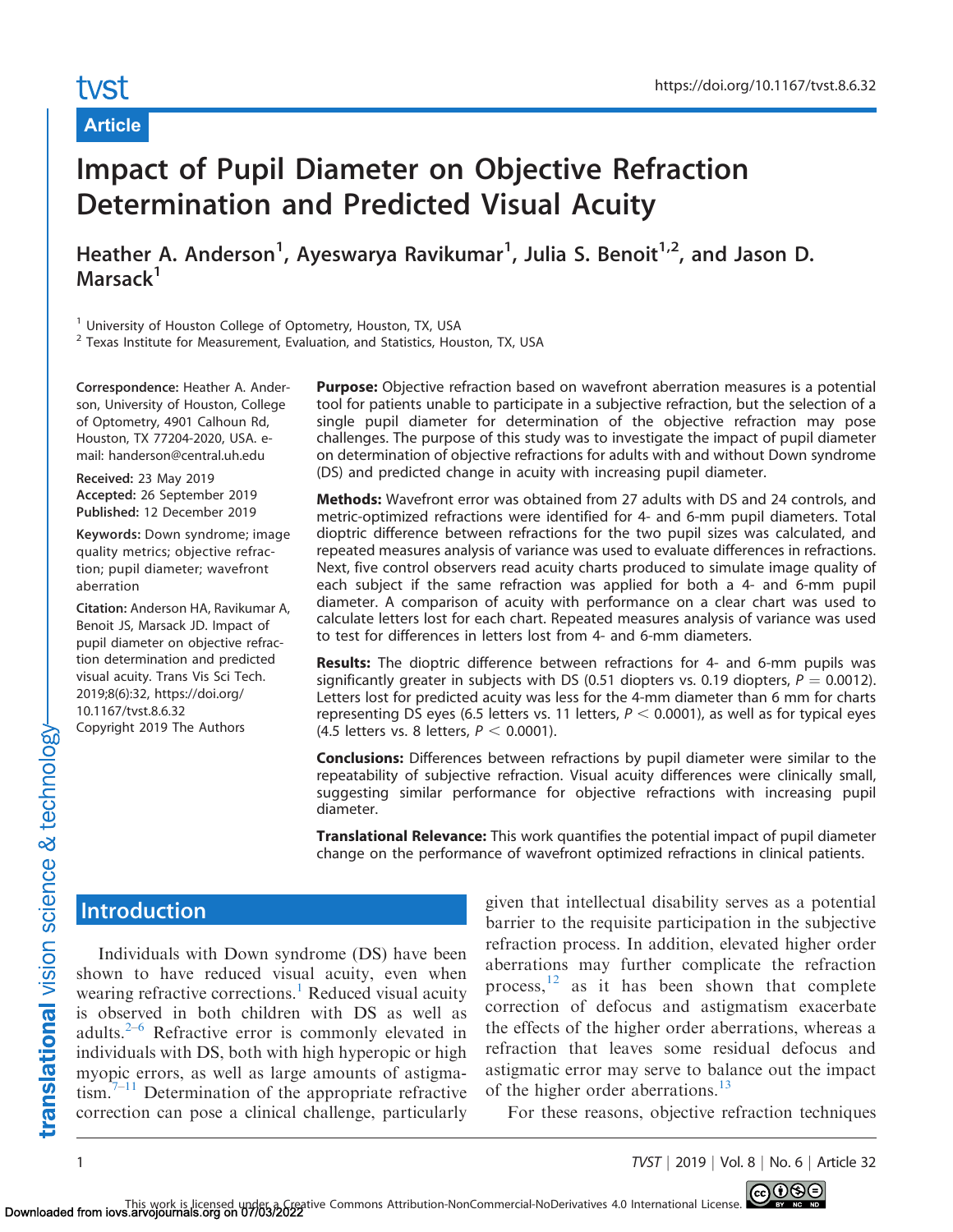Article

# Impact of Pupil Diameter on Objective Refraction Determination and Predicted Visual Acuity

**Heather A. Anderson[1], Ayeswarya Ravikumar[1], Julia S. Benoit[1,2], and Jason D. Marsack[1]**

[1] University of Houston College of Optometry, Houston, TX, USA
[2] Texas Institute for Measurement, Evaluation, and Statistics, Houston, TX, USA

**Correspondence:** Heather A. Anderson, University of Houston, College of Optometry, 4901 Calhoun Rd, Houston, TX 77204-2020, USA. e-mail: handerson@central.uh.edu

**Received:** 23 May 2019
**Accepted:** 26 September 2019
**Published:** 12 December 2019

**Keywords:** Down syndrome; image quality metrics; objective refraction; pupil diameter; wavefront aberration

**Citation:** Anderson HA, Ravikumar A, Benoit JS, Marsack JD. Impact of pupil diameter on objective refraction determination and predicted visual acuity. Trans Vis Sci Tech. 2019;8(6):32, https://doi.org/10.1167/tvst.8.6.32
Copyright 2019 The Authors

**Purpose:** Objective refraction based on wavefront aberration measures is a potential tool for patients unable to participate in a subjective refraction, but the selection of a single pupil diameter for determination of the objective refraction may pose challenges. The purpose of this study was to investigate the impact of pupil diameter on determination of objective refractions for adults with and without Down syndrome (DS) and predicted change in acuity with increasing pupil diameter.

**Methods:** Wavefront error was obtained from 27 adults with DS and 24 controls, and metric-optimized refractions were identified for 4- and 6-mm pupil diameters. Total dioptric difference between refractions for the two pupil sizes was calculated, and repeated measures analysis of variance was used to evaluate differences in refractions. Next, five control observers read acuity charts produced to simulate image quality of each subject if the same refraction was applied for both a 4- and 6-mm pupil diameter. A comparison of acuity with performance on a clear chart was used to calculate letters lost for each chart. Repeated measures analysis of variance was used to test for differences in letters lost from 4- and 6-mm diameters.

**Results:** The dioptric difference between refractions for 4- and 6-mm pupils was significantly greater in subjects with DS (0.51 diopters vs. 0.19 diopters, $P = 0.0012$). Letters lost for predicted acuity was less for the 4-mm diameter than 6 mm for charts representing DS eyes (6.5 letters vs. 11 letters, $P < 0.0001$), as well as for typical eyes (4.5 letters vs. 8 letters, $P < 0.0001$).

**Conclusions:** Differences between refractions by pupil diameter were similar to the repeatability of subjective refraction. Visual acuity differences were clinically small, suggesting similar performance for objective refractions with increasing pupil diameter.

**Translational Relevance:** This work quantifies the potential impact of pupil diameter change on the performance of wavefront optimized refractions in clinical patients.

## Introduction

Individuals with Down syndrome (DS) have been shown to have reduced visual acuity, even when wearing refractive corrections.[1] Reduced visual acuity is observed in both children with DS as well as adults.[2–6] Refractive error is commonly elevated in individuals with DS, both with high hyperopic or high myopic errors, as well as large amounts of astigmatism.[7–11] Determination of the appropriate refractive correction can pose a clinical challenge, particularly given that intellectual disability serves as a potential barrier to the requisite participation in the subjective refraction process. In addition, elevated higher order aberrations may further complicate the refraction process,[12] as it has been shown that complete correction of defocus and astigmatism exacerbate the effects of the higher order aberrations, whereas a refraction that leaves some residual defocus and astigmatic error may serve to balance out the impact of the higher order aberrations.[13]

For these reasons, objective refraction techniques

This work is licensed under a Creative Commons Attribution-NonCommercial-NoDerivatives 4.0 International License.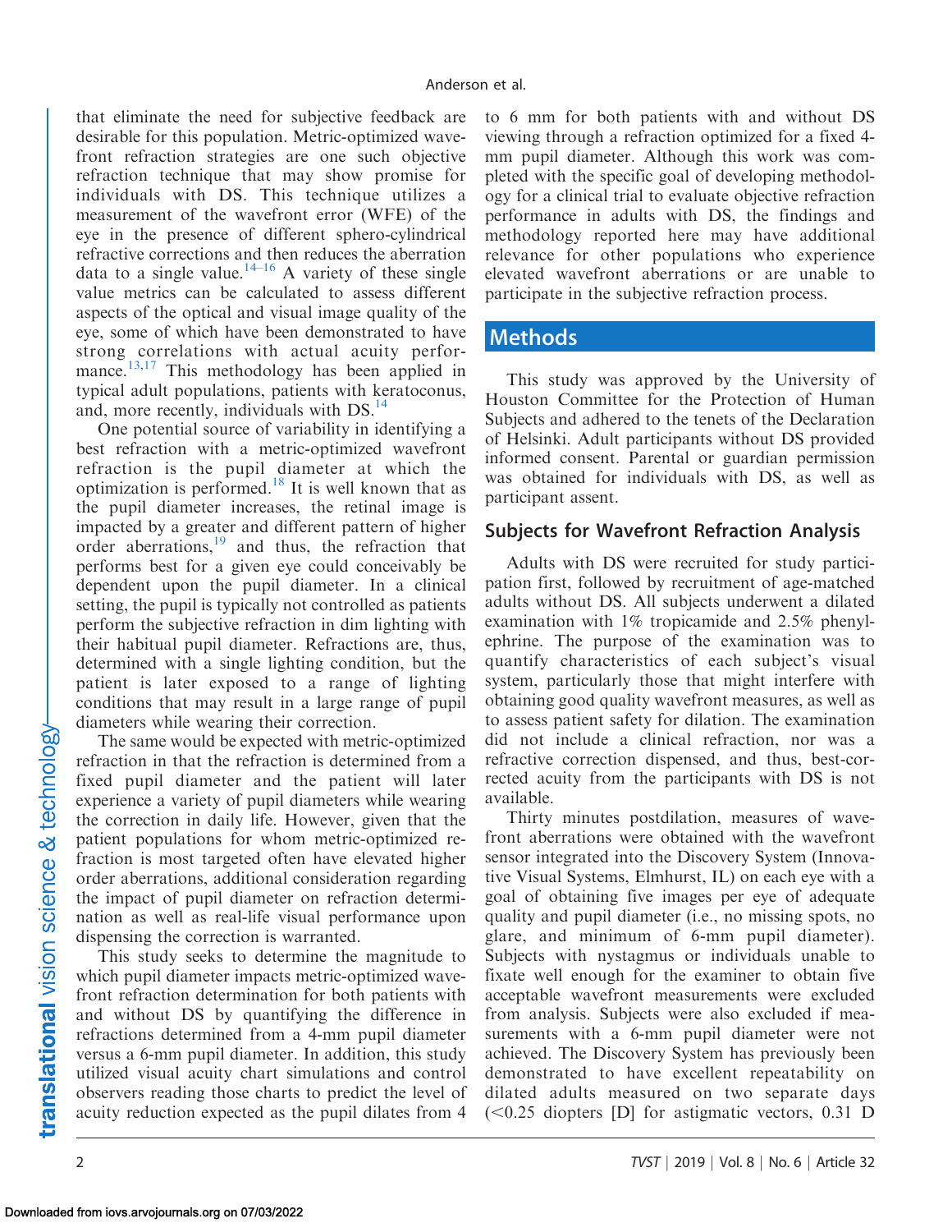that eliminate the need for subjective feedback are desirable for this population. Metric-optimized wavefront refraction strategies are one such objective refraction technique that may show promise for individuals with DS. This technique utilizes a measurement of the wavefront error (WFE) of the eye in the presence of different sphero-cylindrical refractive corrections and then reduces the aberration data to a single value.[14–16] A variety of these single value metrics can be calculated to assess different aspects of the optical and visual image quality of the eye, some of which have been demonstrated to have strong correlations with actual acuity performance.[13,17] This methodology has been applied in typical adult populations, patients with keratoconus, and, more recently, individuals with DS.[14]

One potential source of variability in identifying a best refraction with a metric-optimized wavefront refraction is the pupil diameter at which the optimization is performed.[18] It is well known that as the pupil diameter increases, the retinal image is impacted by a greater and different pattern of higher order aberrations,[19] and thus, the refraction that performs best for a given eye could conceivably be dependent upon the pupil diameter. In a clinical setting, the pupil is typically not controlled as patients perform the subjective refraction in dim lighting with their habitual pupil diameter. Refractions are, thus, determined with a single lighting condition, but the patient is later exposed to a range of lighting conditions that may result in a large range of pupil diameters while wearing their correction.

The same would be expected with metric-optimized refraction in that the refraction is determined from a fixed pupil diameter and the patient will later experience a variety of pupil diameters while wearing the correction in daily life. However, given that the patient populations for whom metric-optimized refraction is most targeted often have elevated higher order aberrations, additional consideration regarding the impact of pupil diameter on refraction determination as well as real-life visual performance upon dispensing the correction is warranted.

This study seeks to determine the magnitude to which pupil diameter impacts metric-optimized wavefront refraction determination for both patients with and without DS by quantifying the difference in refractions determined from a 4-mm pupil diameter versus a 6-mm pupil diameter. In addition, this study utilized visual acuity chart simulations and control observers reading those charts to predict the level of acuity reduction expected as the pupil dilates from 4 to 6 mm for both patients with and without DS viewing through a refraction optimized for a fixed 4-mm pupil diameter. Although this work was completed with the specific goal of developing methodology for a clinical trial to evaluate objective refraction performance in adults with DS, the findings and methodology reported here may have additional relevance for other populations who experience elevated wavefront aberrations or are unable to participate in the subjective refraction process.

## Methods

This study was approved by the University of Houston Committee for the Protection of Human Subjects and adhered to the tenets of the Declaration of Helsinki. Adult participants without DS provided informed consent. Parental or guardian permission was obtained for individuals with DS, as well as participant assent.

### Subjects for Wavefront Refraction Analysis

Adults with DS were recruited for study participation first, followed by recruitment of age-matched adults without DS. All subjects underwent a dilated examination with 1% tropicamide and 2.5% phenylephrine. The purpose of the examination was to quantify characteristics of each subject's visual system, particularly those that might interfere with obtaining good quality wavefront measures, as well as to assess patient safety for dilation. The examination did not include a clinical refraction, nor was a refractive correction dispensed, and thus, best-corrected acuity from the participants with DS is not available.

Thirty minutes postdilation, measures of wavefront aberrations were obtained with the wavefront sensor integrated into the Discovery System (Innovative Visual Systems, Elmhurst, IL) on each eye with a goal of obtaining five images per eye of adequate quality and pupil diameter (i.e., no missing spots, no glare, and minimum of 6-mm pupil diameter). Subjects with nystagmus or individuals unable to fixate well enough for the examiner to obtain five acceptable wavefront measurements were excluded from analysis. Subjects were also excluded if measurements with a 6-mm pupil diameter were not achieved. The Discovery System has previously been demonstrated to have excellent repeatability on dilated adults measured on two separate days (<0.25 diopters [D] for astigmatic vectors, 0.31 D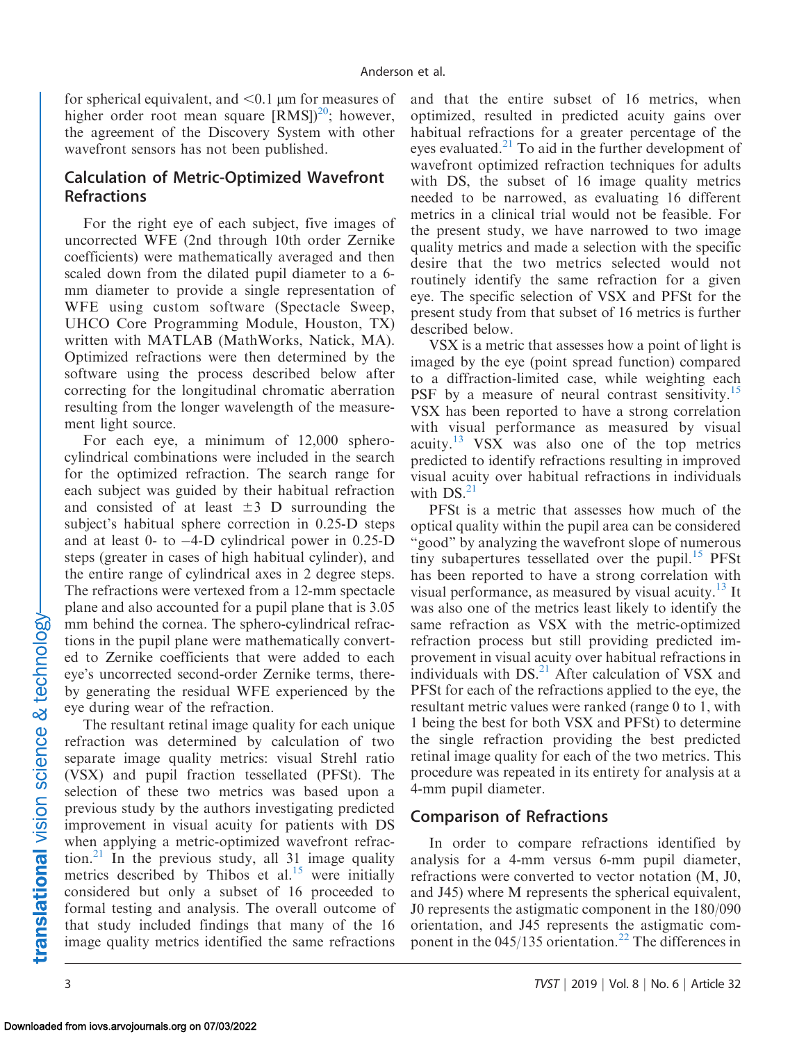for spherical equivalent, and <0.1 μm for measures of higher order root mean square [RMS])[20]; however, the agreement of the Discovery System with other wavefront sensors has not been published.

## Calculation of Metric-Optimized Wavefront Refractions

For the right eye of each subject, five images of uncorrected WFE (2nd through 10th order Zernike coefficients) were mathematically averaged and then scaled down from the dilated pupil diameter to a 6-mm diameter to provide a single representation of WFE using custom software (Spectacle Sweep, UHCO Core Programming Module, Houston, TX) written with MATLAB (MathWorks, Natick, MA). Optimized refractions were then determined by the software using the process described below after correcting for the longitudinal chromatic aberration resulting from the longer wavelength of the measurement light source.

For each eye, a minimum of 12,000 spherocylindrical combinations were included in the search for the optimized refraction. The search range for each subject was guided by their habitual refraction and consisted of at least ±3 D surrounding the subject's habitual sphere correction in 0.25-D steps and at least 0- to –4-D cylindrical power in 0.25-D steps (greater in cases of high habitual cylinder), and the entire range of cylindrical axes in 2 degree steps. The refractions were vertexed from a 12-mm spectacle plane and also accounted for a pupil plane that is 3.05 mm behind the cornea. The sphero-cylindrical refractions in the pupil plane were mathematically converted to Zernike coefficients that were added to each eye's uncorrected second-order Zernike terms, thereby generating the residual WFE experienced by the eye during wear of the refraction.

The resultant retinal image quality for each unique refraction was determined by calculation of two separate image quality metrics: visual Strehl ratio (VSX) and pupil fraction tessellated (PFSt). The selection of these two metrics was based upon a previous study by the authors investigating predicted improvement in visual acuity for patients with DS when applying a metric-optimized wavefront refraction.[21] In the previous study, all 31 image quality metrics described by Thibos et al.[15] were initially considered but only a subset of 16 proceeded to formal testing and analysis. The overall outcome of that study included findings that many of the 16 image quality metrics identified the same refractions and that the entire subset of 16 metrics, when optimized, resulted in predicted acuity gains over habitual refractions for a greater percentage of the eyes evaluated.[21] To aid in the further development of wavefront optimized refraction techniques for adults with DS, the subset of 16 image quality metrics needed to be narrowed, as evaluating 16 different metrics in a clinical trial would not be feasible. For the present study, we have narrowed to two image quality metrics and made a selection with the specific desire that the two metrics selected would not routinely identify the same refraction for a given eye. The specific selection of VSX and PFSt for the present study from that subset of 16 metrics is further described below.

VSX is a metric that assesses how a point of light is imaged by the eye (point spread function) compared to a diffraction-limited case, while weighting each PSF by a measure of neural contrast sensitivity.[15] VSX has been reported to have a strong correlation with visual performance as measured by visual acuity.[13] VSX was also one of the top metrics predicted to identify refractions resulting in improved visual acuity over habitual refractions in individuals with DS.[21]

PFSt is a metric that assesses how much of the optical quality within the pupil area can be considered "good" by analyzing the wavefront slope of numerous tiny subapertures tessellated over the pupil.[15] PFSt has been reported to have a strong correlation with visual performance, as measured by visual acuity.[13] It was also one of the metrics least likely to identify the same refraction as VSX with the metric-optimized refraction process but still providing predicted improvement in visual acuity over habitual refractions in individuals with DS.[21] After calculation of VSX and PFSt for each of the refractions applied to the eye, the resultant metric values were ranked (range 0 to 1, with 1 being the best for both VSX and PFSt) to determine the single refraction providing the best predicted retinal image quality for each of the two metrics. This procedure was repeated in its entirety for analysis at a 4-mm pupil diameter.

## Comparison of Refractions

In order to compare refractions identified by analysis for a 4-mm versus 6-mm pupil diameter, refractions were converted to vector notation (M, J0, and J45) where M represents the spherical equivalent, J0 represents the astigmatic component in the 180/090 orientation, and J45 represents the astigmatic component in the 045/135 orientation.[22] The differences in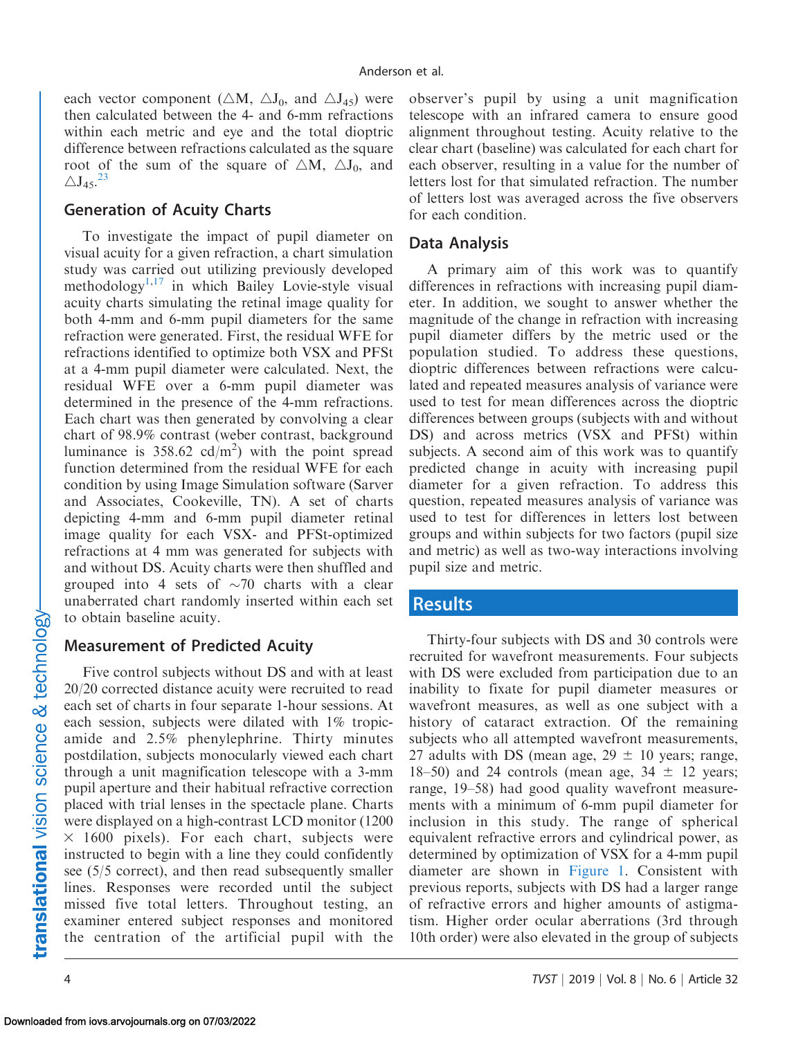each vector component ($\triangle M$, $\triangle J_0$, and $\triangle J_{45}$) were then calculated between the 4- and 6-mm refractions within each metric and eye and the total dioptric difference between refractions calculated as the square root of the sum of the square of $\triangle M$, $\triangle J_0$, and $\triangle J_{45}$.[23]

## Generation of Acuity Charts

To investigate the impact of pupil diameter on visual acuity for a given refraction, a chart simulation study was carried out utilizing previously developed methodology[1,17] in which Bailey Lovie-style visual acuity charts simulating the retinal image quality for both 4-mm and 6-mm pupil diameters for the same refraction were generated. First, the residual WFE for refractions identified to optimize both VSX and PFSt at a 4-mm pupil diameter were calculated. Next, the residual WFE over a 6-mm pupil diameter was determined in the presence of the 4-mm refractions. Each chart was then generated by convolving a clear chart of 98.9% contrast (weber contrast, background luminance is 358.62 cd/m$^2$) with the point spread function determined from the residual WFE for each condition by using Image Simulation software (Sarver and Associates, Cookeville, TN). A set of charts depicting 4-mm and 6-mm pupil diameter retinal image quality for each VSX- and PFSt-optimized refractions at 4 mm was generated for subjects with and without DS. Acuity charts were then shuffled and grouped into 4 sets of ~70 charts with a clear unaberrated chart randomly inserted within each set to obtain baseline acuity.

## Measurement of Predicted Acuity

Five control subjects without DS and with at least 20/20 corrected distance acuity were recruited to read each set of charts in four separate 1-hour sessions. At each session, subjects were dilated with 1% tropicamide and 2.5% phenylephrine. Thirty minutes postdilation, subjects monocularly viewed each chart through a unit magnification telescope with a 3-mm pupil aperture and their habitual refractive correction placed with trial lenses in the spectacle plane. Charts were displayed on a high-contrast LCD monitor (1200 × 1600 pixels). For each chart, subjects were instructed to begin with a line they could confidently see (5/5 correct), and then read subsequently smaller lines. Responses were recorded until the subject missed five total letters. Throughout testing, an examiner entered subject responses and monitored the centration of the artificial pupil with the observer's pupil by using a unit magnification telescope with an infrared camera to ensure good alignment throughout testing. Acuity relative to the clear chart (baseline) was calculated for each chart for each observer, resulting in a value for the number of letters lost for that simulated refraction. The number of letters lost was averaged across the five observers for each condition.

## Data Analysis

A primary aim of this work was to quantify differences in refractions with increasing pupil diameter. In addition, we sought to answer whether the magnitude of the change in refraction with increasing pupil diameter differs by the metric used or the population studied. To address these questions, dioptric differences between refractions were calculated and repeated measures analysis of variance were used to test for mean differences across the dioptric differences between groups (subjects with and without DS) and across metrics (VSX and PFSt) within subjects. A second aim of this work was to quantify predicted change in acuity with increasing pupil diameter for a given refraction. To address this question, repeated measures analysis of variance was used to test for differences in letters lost between groups and within subjects for two factors (pupil size and metric) as well as two-way interactions involving pupil size and metric.

# Results

Thirty-four subjects with DS and 30 controls were recruited for wavefront measurements. Four subjects with DS were excluded from participation due to an inability to fixate for pupil diameter measures or wavefront measures, as well as one subject with a history of cataract extraction. Of the remaining subjects who all attempted wavefront measurements, 27 adults with DS (mean age, 29 ± 10 years; range, 18–50) and 24 controls (mean age, 34 ± 12 years; range, 19–58) had good quality wavefront measurements with a minimum of 6-mm pupil diameter for inclusion in this study. The range of spherical equivalent refractive errors and cylindrical power, as determined by optimization of VSX for a 4-mm pupil diameter are shown in Figure 1. Consistent with previous reports, subjects with DS had a larger range of refractive errors and higher amounts of astigmatism. Higher order ocular aberrations (3rd through 10th order) were also elevated in the group of subjects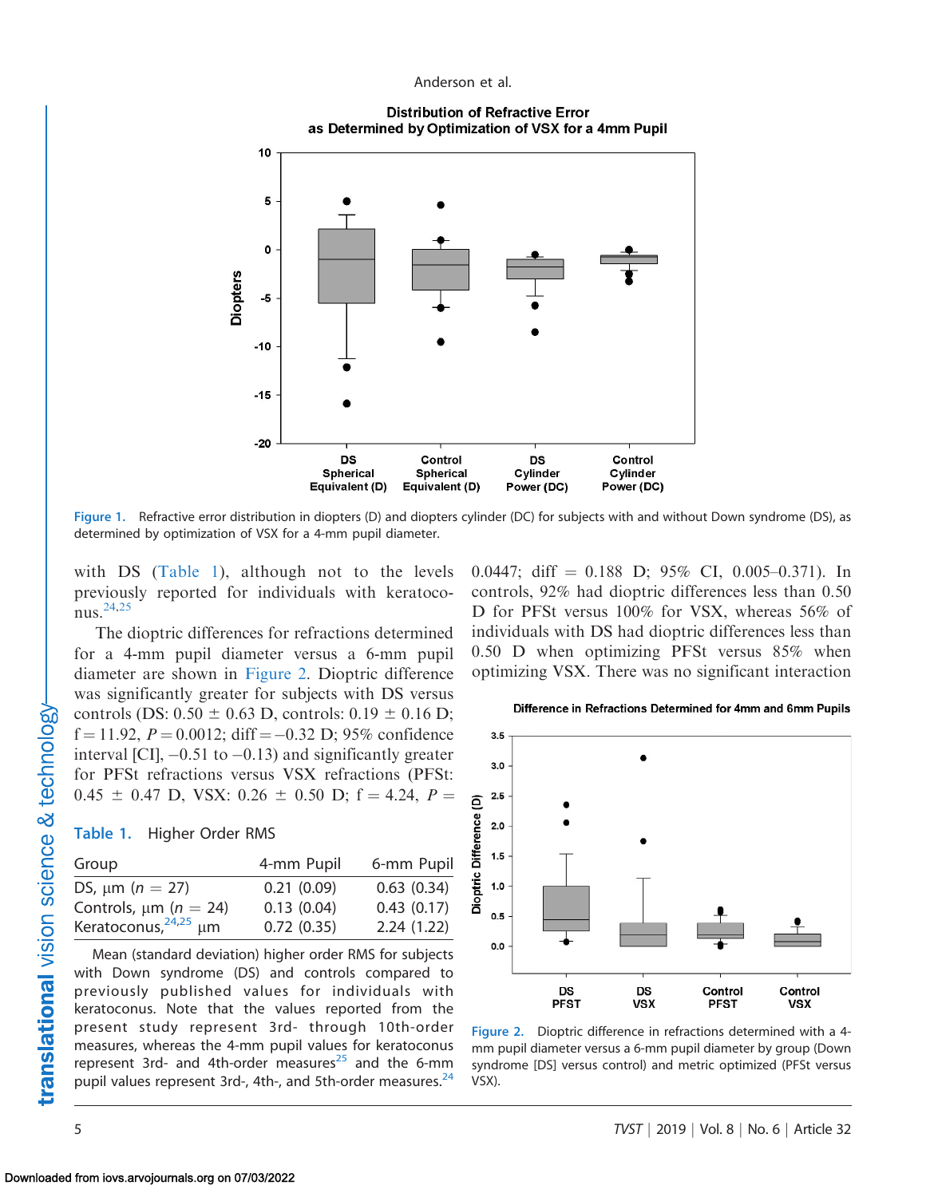Figure 1. Refractive error distribution in diopters (D) and diopters cylinder (DC) for subjects with and without Down syndrome (DS), as determined by optimization of VSX for a 4-mm pupil diameter.

with DS (Table 1), although not to the levels previously reported for individuals with keratoconus.[24,25]

The dioptric differences for refractions determined for a 4-mm pupil diameter versus a 6-mm pupil diameter are shown in Figure 2. Dioptric difference was significantly greater for subjects with DS versus controls (DS: 0.50 ± 0.63 D, controls: 0.19 ± 0.16 D; $f = 11.92$, $P = 0.0012$; diff = −0.32 D; 95% confidence interval [CI], −0.51 to −0.13) and significantly greater for PFSt refractions versus VSX refractions (PFSt: 0.45 ± 0.47 D, VSX: 0.26 ± 0.50 D; $f = 4.24$, $P = 0.0447$; diff = 0.188 D; 95% CI, 0.005–0.371). In controls, 92% had dioptric differences less than 0.50 D for PFSt versus 100% for VSX, whereas 56% of individuals with DS had dioptric differences less than 0.50 D when optimizing PFSt versus 85% when optimizing VSX. There was no significant interaction

**Table 1.** Higher Order RMS

| Group | 4-mm Pupil | 6-mm Pupil |
|---|---|---|
| DS, μm ($n$ = 27) | 0.21 (0.09) | 0.63 (0.34) |
| Controls, μm ($n$ = 24) | 0.13 (0.04) | 0.43 (0.17) |
| Keratoconus,[24,25] μm | 0.72 (0.35) | 2.24 (1.22) |

Mean (standard deviation) higher order RMS for subjects with Down syndrome (DS) and controls compared to previously published values for individuals with keratoconus. Note that the values reported from the present study represent 3rd- through 10th-order measures, whereas the 4-mm pupil values for keratoconus represent 3rd- and 4th-order measures[25] and the 6-mm pupil values represent 3rd-, 4th-, and 5th-order measures.[24]

Figure 2. Dioptric difference in refractions determined with a 4-mm pupil diameter versus a 6-mm pupil diameter by group (Down syndrome [DS] versus control) and metric optimized (PFSt versus VSX).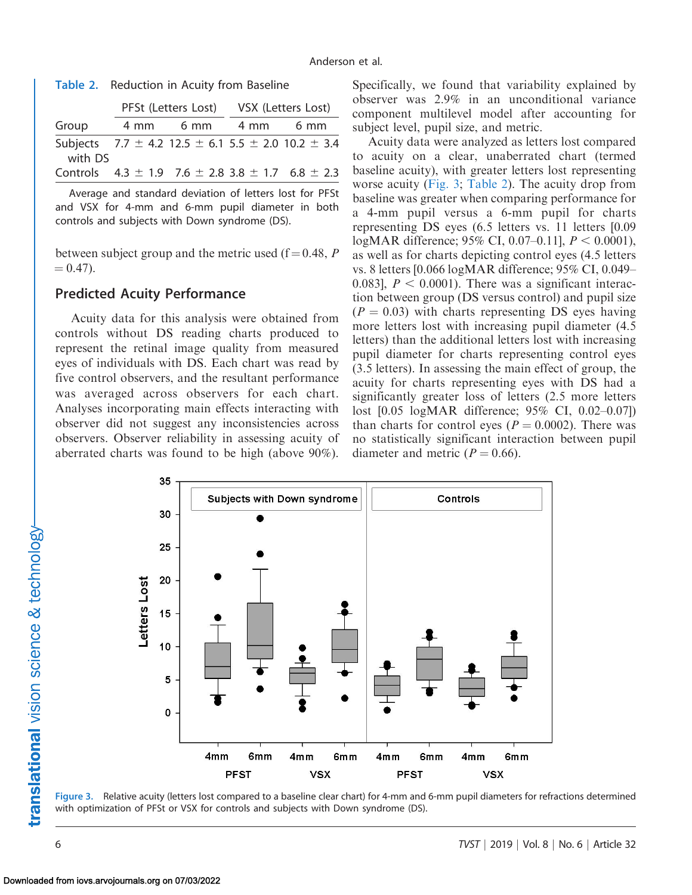**Table 2.** Reduction in Acuity from Baseline

| Group | PFSt (Letters Lost) | | VSX (Letters Lost) | |
|---|---|---|---|---|
| | 4 mm | 6 mm | 4 mm | 6 mm |
| Subjects with DS | 7.7 ± 4.2 | 12.5 ± 6.1 | 5.5 ± 2.0 | 10.2 ± 3.4 |
| Controls | 4.3 ± 1.9 | 7.6 ± 2.8 | 3.8 ± 1.7 | 6.8 ± 2.3 |

Average and standard deviation of letters lost for PFSt and VSX for 4-mm and 6-mm pupil diameter in both controls and subjects with Down syndrome (DS).

between subject group and the metric used (f = 0.48, $P = 0.47$).

## Predicted Acuity Performance

Acuity data for this analysis were obtained from controls without DS reading charts produced to represent the retinal image quality from measured eyes of individuals with DS. Each chart was read by five control observers, and the resultant performance was averaged across observers for each chart. Analyses incorporating main effects interacting with observer did not suggest any inconsistencies across observers. Observer reliability in assessing acuity of aberrated charts was found to be high (above 90%). Specifically, we found that variability explained by observer was 2.9% in an unconditional variance component multilevel model after accounting for subject level, pupil size, and metric.

Acuity data were analyzed as letters lost compared to acuity on a clear, unaberrated chart (termed baseline acuity), with greater letters lost representing worse acuity (Fig. 3; Table 2). The acuity drop from baseline was greater when comparing performance for a 4-mm pupil versus a 6-mm pupil for charts representing DS eyes (6.5 letters vs. 11 letters [0.09 logMAR difference; 95% CI, 0.07–0.11], $P < 0.0001$), as well as for charts depicting control eyes (4.5 letters vs. 8 letters [0.066 logMAR difference; 95% CI, 0.049–0.083], $P < 0.0001$). There was a significant interaction between group (DS versus control) and pupil size ($P = 0.03$) with charts representing DS eyes having more letters lost with increasing pupil diameter (4.5 letters) than the additional letters lost with increasing pupil diameter for charts representing control eyes (3.5 letters). In assessing the main effect of group, the acuity for charts representing eyes with DS had a significantly greater loss of letters (2.5 more letters lost [0.05 logMAR difference; 95% CI, 0.02–0.07]) than charts for control eyes ($P = 0.0002$). There was no statistically significant interaction between pupil diameter and metric ($P = 0.66$).

**Figure 3.** Relative acuity (letters lost compared to a baseline clear chart) for 4-mm and 6-mm pupil diameters for refractions determined with optimization of PFSt or VSX for controls and subjects with Down syndrome (DS).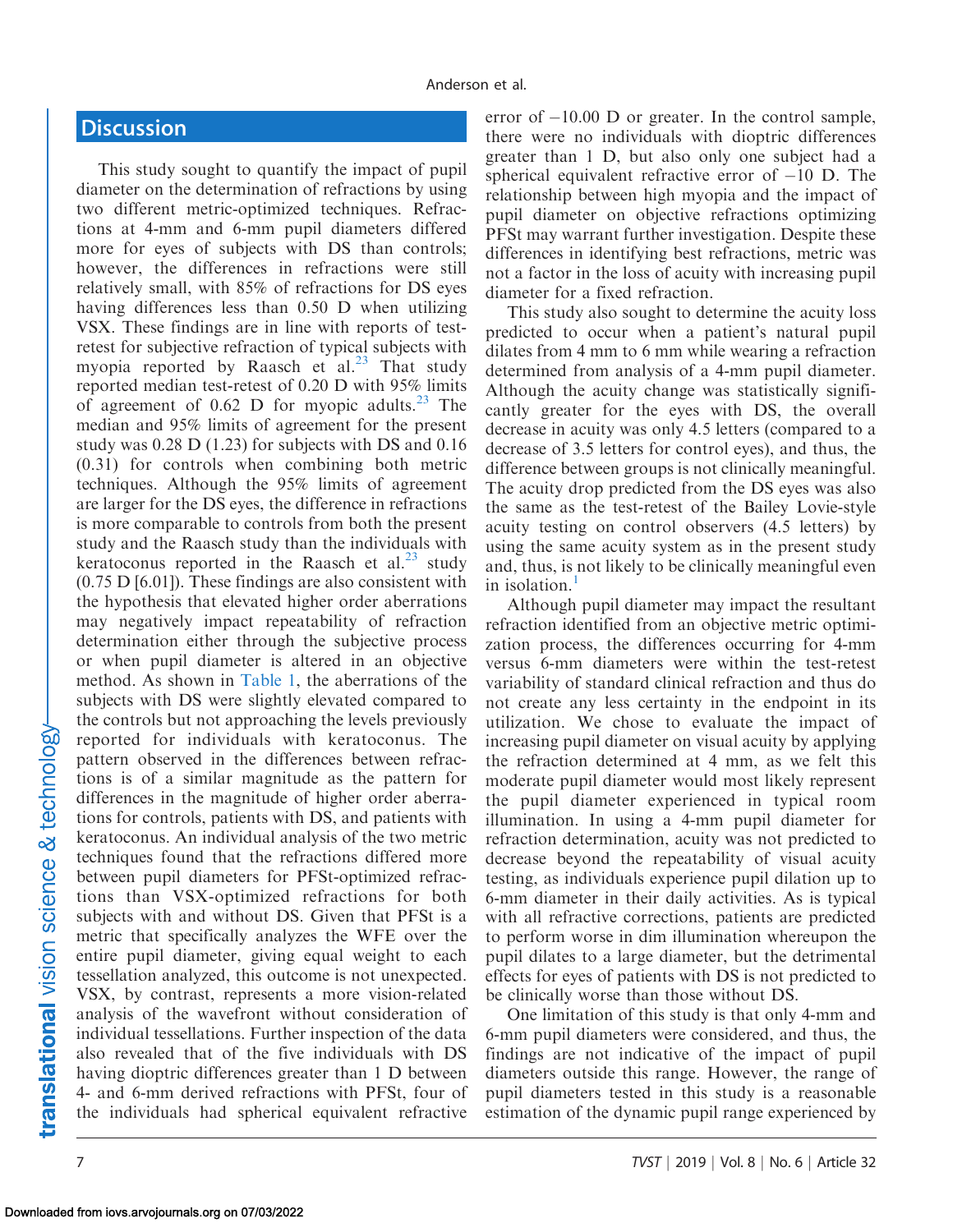## Discussion

This study sought to quantify the impact of pupil diameter on the determination of refractions by using two different metric-optimized techniques. Refractions at 4-mm and 6-mm pupil diameters differed more for eyes of subjects with DS than controls; however, the differences in refractions were still relatively small, with 85% of refractions for DS eyes having differences less than 0.50 D when utilizing VSX. These findings are in line with reports of test-retest for subjective refraction of typical subjects with myopia reported by Raasch et al.[23] That study reported median test-retest of 0.20 D with 95% limits of agreement of 0.62 D for myopic adults.[23] The median and 95% limits of agreement for the present study was 0.28 D (1.23) for subjects with DS and 0.16 (0.31) for controls when combining both metric techniques. Although the 95% limits of agreement are larger for the DS eyes, the difference in refractions is more comparable to controls from both the present study and the Raasch study than the individuals with keratoconus reported in the Raasch et al.[23] study (0.75 D [6.01]). These findings are also consistent with the hypothesis that elevated higher order aberrations may negatively impact repeatability of refraction determination either through the subjective process or when pupil diameter is altered in an objective method. As shown in Table 1, the aberrations of the subjects with DS were slightly elevated compared to the controls but not approaching the levels previously reported for individuals with keratoconus. The pattern observed in the differences between refractions is of a similar magnitude as the pattern for differences in the magnitude of higher order aberrations for controls, patients with DS, and patients with keratoconus. An individual analysis of the two metric techniques found that the refractions differed more between pupil diameters for PFSt-optimized refractions than VSX-optimized refractions for both subjects with and without DS. Given that PFSt is a metric that specifically analyzes the WFE over the entire pupil diameter, giving equal weight to each tessellation analyzed, this outcome is not unexpected. VSX, by contrast, represents a more vision-related analysis of the wavefront without consideration of individual tessellations. Further inspection of the data also revealed that of the five individuals with DS having dioptric differences greater than 1 D between 4- and 6-mm derived refractions with PFSt, four of the individuals had spherical equivalent refractive error of −10.00 D or greater. In the control sample, there were no individuals with dioptric differences greater than 1 D, but also only one subject had a spherical equivalent refractive error of −10 D. The relationship between high myopia and the impact of pupil diameter on objective refractions optimizing PFSt may warrant further investigation. Despite these differences in identifying best refractions, metric was not a factor in the loss of acuity with increasing pupil diameter for a fixed refraction.

This study also sought to determine the acuity loss predicted to occur when a patient's natural pupil dilates from 4 mm to 6 mm while wearing a refraction determined from analysis of a 4-mm pupil diameter. Although the acuity change was statistically significantly greater for the eyes with DS, the overall decrease in acuity was only 4.5 letters (compared to a decrease of 3.5 letters for control eyes), and thus, the difference between groups is not clinically meaningful. The acuity drop predicted from the DS eyes was also the same as the test-retest of the Bailey Lovie-style acuity testing on control observers (4.5 letters) by using the same acuity system as in the present study and, thus, is not likely to be clinically meaningful even in isolation.[1]

Although pupil diameter may impact the resultant refraction identified from an objective metric optimization process, the differences occurring for 4-mm versus 6-mm diameters were within the test-retest variability of standard clinical refraction and thus do not create any less certainty in the endpoint in its utilization. We chose to evaluate the impact of increasing pupil diameter on visual acuity by applying the refraction determined at 4 mm, as we felt this moderate pupil diameter would most likely represent the pupil diameter experienced in typical room illumination. In using a 4-mm pupil diameter for refraction determination, acuity was not predicted to decrease beyond the repeatability of visual acuity testing, as individuals experience pupil dilation up to 6-mm diameter in their daily activities. As is typical with all refractive corrections, patients are predicted to perform worse in dim illumination whereupon the pupil dilates to a large diameter, but the detrimental effects for eyes of patients with DS is not predicted to be clinically worse than those without DS.

One limitation of this study is that only 4-mm and 6-mm pupil diameters were considered, and thus, the findings are not indicative of the impact of pupil diameters outside this range. However, the range of pupil diameters tested in this study is a reasonable estimation of the dynamic pupil range experienced by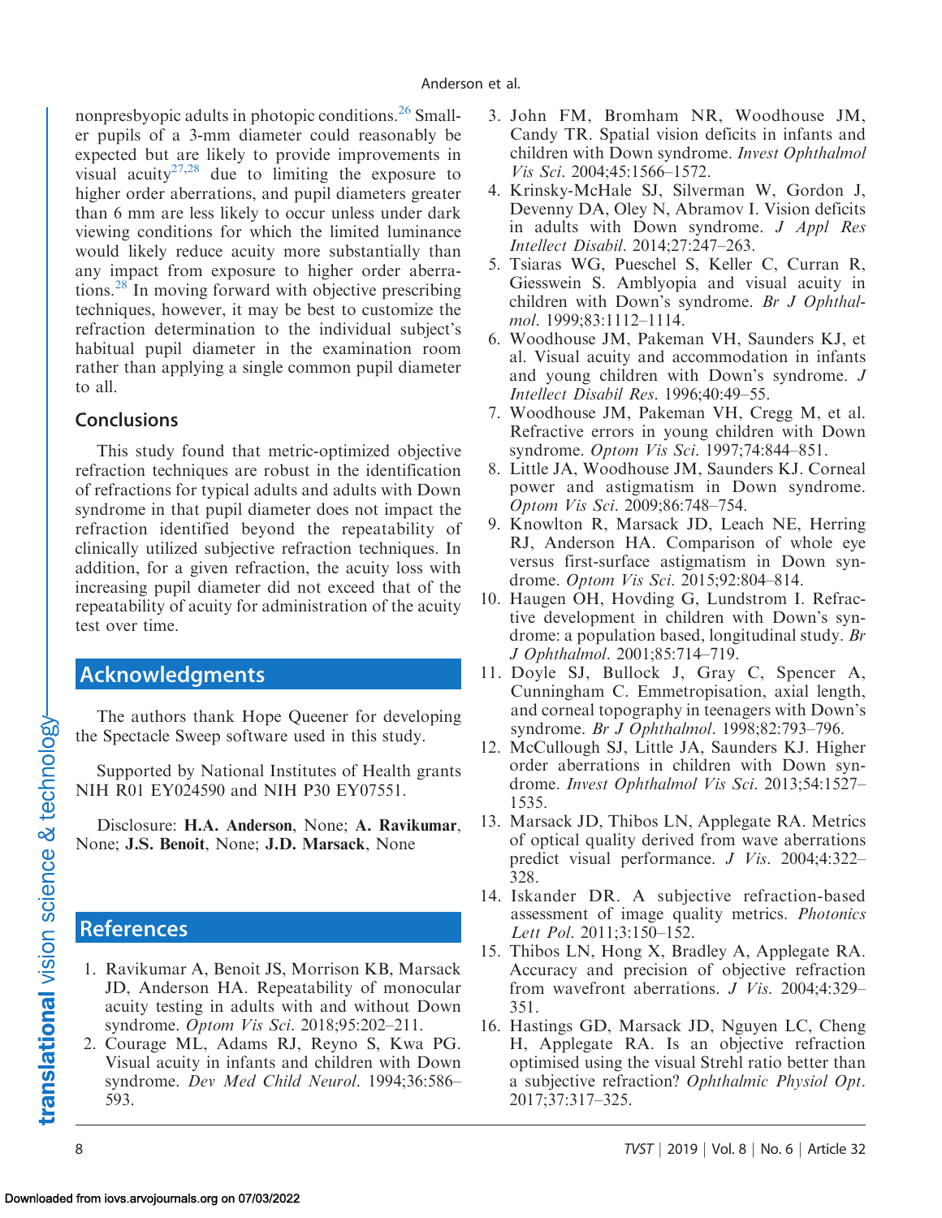nonpresbyopic adults in photopic conditions.[26] Smaller pupils of a 3-mm diameter could reasonably be expected but are likely to provide improvements in visual acuity[27,28] due to limiting the exposure to higher order aberrations, and pupil diameters greater than 6 mm are less likely to occur unless under dark viewing conditions for which the limited luminance would likely reduce acuity more substantially than any impact from exposure to higher order aberrations.[28] In moving forward with objective prescribing techniques, however, it may be best to customize the refraction determination to the individual subject's habitual pupil diameter in the examination room rather than applying a single common pupil diameter to all.

## Conclusions

This study found that metric-optimized objective refraction techniques are robust in the identification of refractions for typical adults and adults with Down syndrome in that pupil diameter does not impact the refraction identified beyond the repeatability of clinically utilized subjective refraction techniques. In addition, for a given refraction, the acuity loss with increasing pupil diameter did not exceed that of the repeatability of acuity for administration of the acuity test over time.

## Acknowledgments

The authors thank Hope Queener for developing the Spectacle Sweep software used in this study.

Supported by National Institutes of Health grants NIH R01 EY024590 and NIH P30 EY07551.

Disclosure: **H.A. Anderson**, None; **A. Ravikumar**, None; **J.S. Benoit**, None; **J.D. Marsack**, None

## References

1. Ravikumar A, Benoit JS, Morrison KB, Marsack JD, Anderson HA. Repeatability of monocular acuity testing in adults with and without Down syndrome. *Optom Vis Sci*. 2018;95:202–211.
2. Courage ML, Adams RJ, Reyno S, Kwa PG. Visual acuity in infants and children with Down syndrome. *Dev Med Child Neurol*. 1994;36:586–593.
3. John FM, Bromham NR, Woodhouse JM, Candy TR. Spatial vision deficits in infants and children with Down syndrome. *Invest Ophthalmol Vis Sci*. 2004;45:1566–1572.
4. Krinsky-McHale SJ, Silverman W, Gordon J, Devenny DA, Oley N, Abramov I. Vision deficits in adults with Down syndrome. *J Appl Res Intellect Disabil*. 2014;27:247–263.
5. Tsiaras WG, Pueschel S, Keller C, Curran R, Giesswein S. Amblyopia and visual acuity in children with Down's syndrome. *Br J Ophthalmol*. 1999;83:1112–1114.
6. Woodhouse JM, Pakeman VH, Saunders KJ, et al. Visual acuity and accommodation in infants and young children with Down's syndrome. *J Intellect Disabil Res*. 1996;40:49–55.
7. Woodhouse JM, Pakeman VH, Cregg M, et al. Refractive errors in young children with Down syndrome. *Optom Vis Sci*. 1997;74:844–851.
8. Little JA, Woodhouse JM, Saunders KJ. Corneal power and astigmatism in Down syndrome. *Optom Vis Sci*. 2009;86:748–754.
9. Knowlton R, Marsack JD, Leach NE, Herring RJ, Anderson HA. Comparison of whole eye versus first-surface astigmatism in Down syndrome. *Optom Vis Sci*. 2015;92:804–814.
10. Haugen OH, Hovding G, Lundstrom I. Refractive development in children with Down's syndrome: a population based, longitudinal study. *Br J Ophthalmol*. 2001;85:714–719.
11. Doyle SJ, Bullock J, Gray C, Spencer A, Cunningham C. Emmetropisation, axial length, and corneal topography in teenagers with Down's syndrome. *Br J Ophthalmol*. 1998;82:793–796.
12. McCullough SJ, Little JA, Saunders KJ. Higher order aberrations in children with Down syndrome. *Invest Ophthalmol Vis Sci*. 2013;54:1527–1535.
13. Marsack JD, Thibos LN, Applegate RA. Metrics of optical quality derived from wave aberrations predict visual performance. *J Vis*. 2004;4:322–328.
14. Iskander DR. A subjective refraction-based assessment of image quality metrics. *Photonics Lett Pol*. 2011;3:150–152.
15. Thibos LN, Hong X, Bradley A, Applegate RA. Accuracy and precision of objective refraction from wavefront aberrations. *J Vis*. 2004;4:329–351.
16. Hastings GD, Marsack JD, Nguyen LC, Cheng H, Applegate RA. Is an objective refraction optimised using the visual Strehl ratio better than a subjective refraction? *Ophthalmic Physiol Opt*. 2017;37:317–325.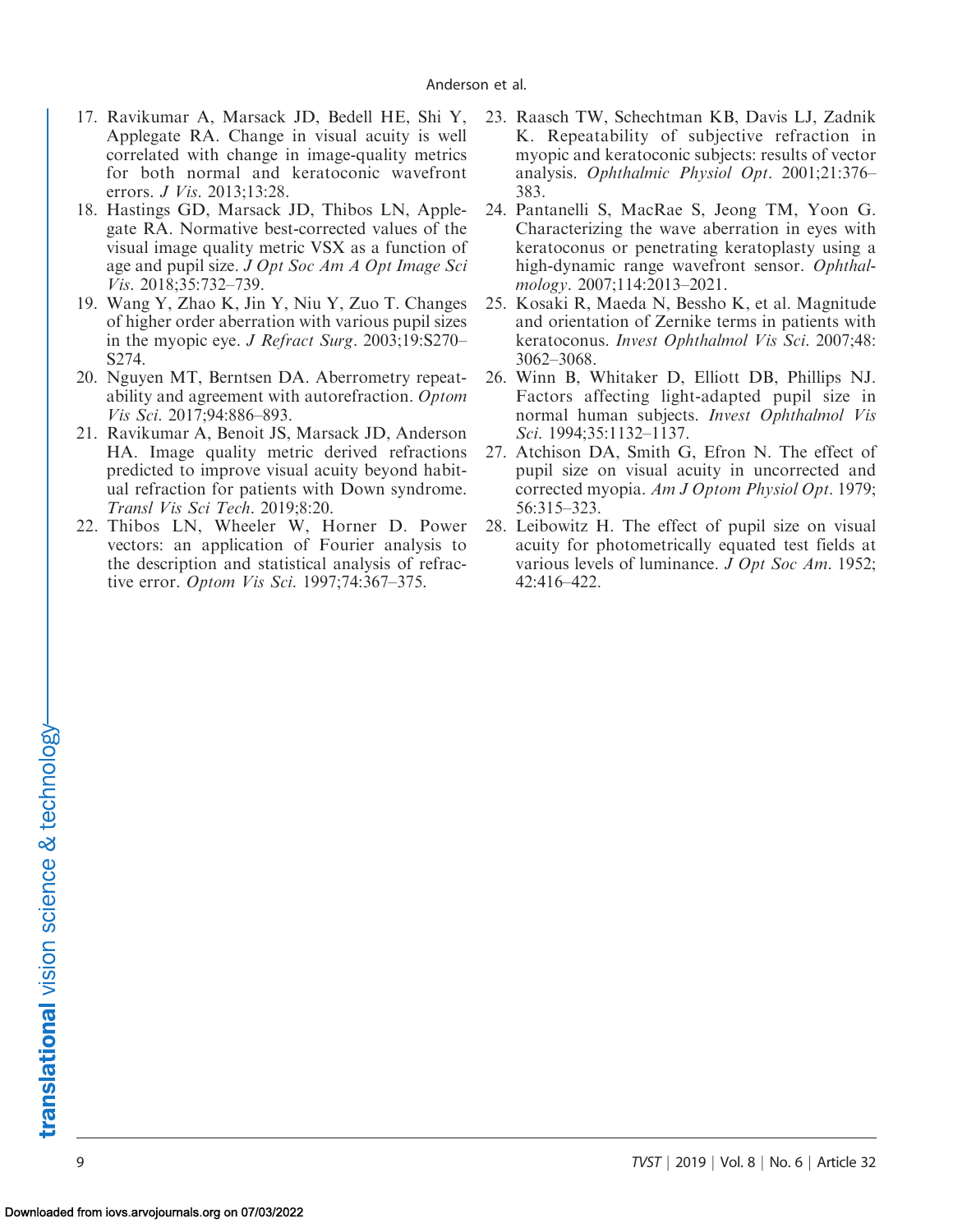17. Ravikumar A, Marsack JD, Bedell HE, Shi Y, Applegate RA. Change in visual acuity is well correlated with change in image-quality metrics for both normal and keratoconic wavefront errors. *J Vis*. 2013;13:28.
18. Hastings GD, Marsack JD, Thibos LN, Applegate RA. Normative best-corrected values of the visual image quality metric VSX as a function of age and pupil size. *J Opt Soc Am A Opt Image Sci Vis*. 2018;35:732–739.
19. Wang Y, Zhao K, Jin Y, Niu Y, Zuo T. Changes of higher order aberration with various pupil sizes in the myopic eye. *J Refract Surg*. 2003;19:S270–S274.
20. Nguyen MT, Berntsen DA. Aberrometry repeatability and agreement with autorefraction. *Optom Vis Sci*. 2017;94:886–893.
21. Ravikumar A, Benoit JS, Marsack JD, Anderson HA. Image quality metric derived refractions predicted to improve visual acuity beyond habitual refraction for patients with Down syndrome. *Transl Vis Sci Tech*. 2019;8:20.
22. Thibos LN, Wheeler W, Horner D. Power vectors: an application of Fourier analysis to the description and statistical analysis of refractive error. *Optom Vis Sci*. 1997;74:367–375.
23. Raasch TW, Schechtman KB, Davis LJ, Zadnik K. Repeatability of subjective refraction in myopic and keratoconic subjects: results of vector analysis. *Ophthalmic Physiol Opt*. 2001;21:376–383.
24. Pantanelli S, MacRae S, Jeong TM, Yoon G. Characterizing the wave aberration in eyes with keratoconus or penetrating keratoplasty using a high-dynamic range wavefront sensor. *Ophthalmology*. 2007;114:2013–2021.
25. Kosaki R, Maeda N, Bessho K, et al. Magnitude and orientation of Zernike terms in patients with keratoconus. *Invest Ophthalmol Vis Sci*. 2007;48:3062–3068.
26. Winn B, Whitaker D, Elliott DB, Phillips NJ. Factors affecting light-adapted pupil size in normal human subjects. *Invest Ophthalmol Vis Sci*. 1994;35:1132–1137.
27. Atchison DA, Smith G, Efron N. The effect of pupil size on visual acuity in uncorrected and corrected myopia. *Am J Optom Physiol Opt*. 1979;56:315–323.
28. Leibowitz H. The effect of pupil size on visual acuity for photometrically equated test fields at various levels of luminance. *J Opt Soc Am*. 1952;42:416–422.